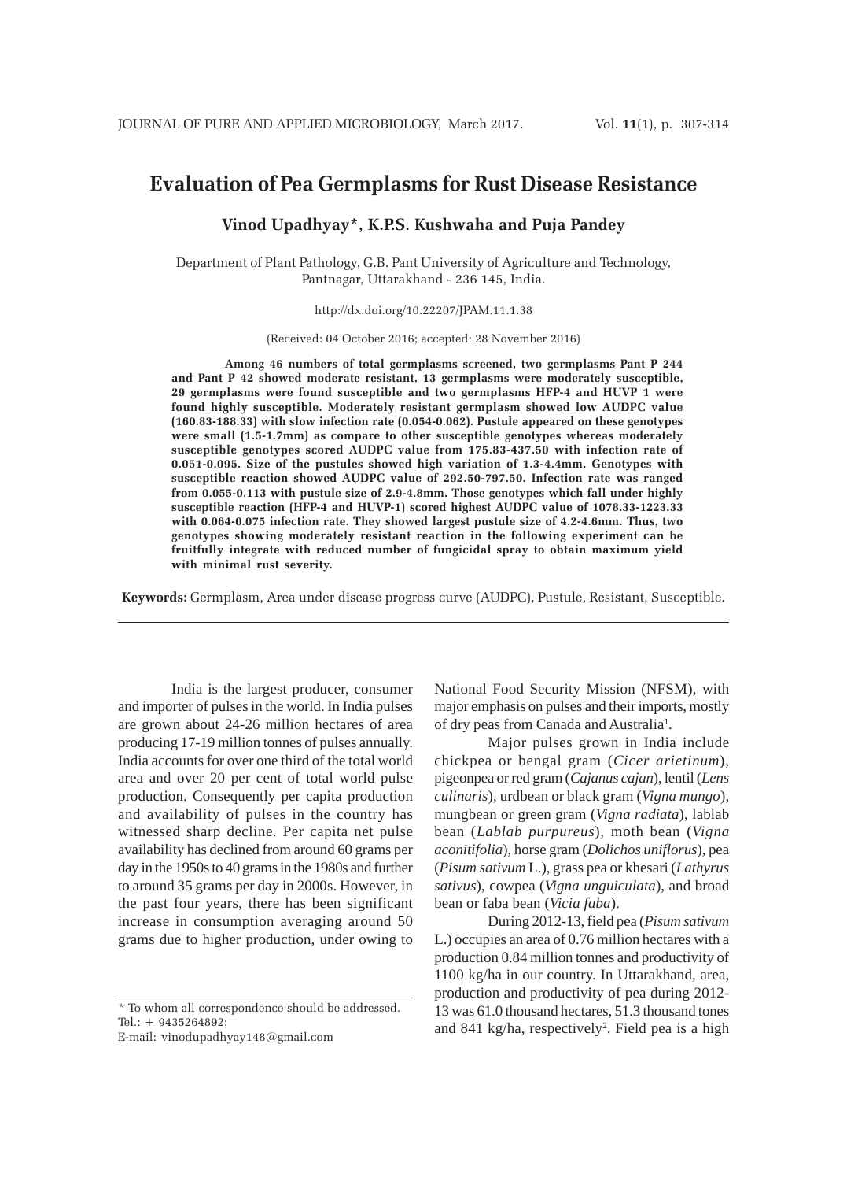# Evaluation of Pea Germplasms for Rust Disease Resistance

**Vinod Upadhyay*, K.P.S. Kushwaha and Puja Pandey**

Department of Plant Pathology, G.B. Pant University of Agriculture and Technology, Pantnagar, Uttarakhand - 236 145, India.

http://dx.doi.org/10.22207/JPAM.11.1.38

(Received: 04 October 2016; accepted: 28 November 2016)

**Among 46 numbers of total germplasms screened, two germplasms Pant P 244 and Pant P 42 showed moderate resistant, 13 germplasms were moderately susceptible, 29 germplasms were found susceptible and two germplasms HFP-4 and HUVP 1 were found highly susceptible. Moderately resistant germplasm showed low AUDPC value (160.83-188.33) with slow infection rate (0.054-0.062). Pustule appeared on these genotypes were small (1.5-1.7mm) as compare to other susceptible genotypes whereas moderately susceptible genotypes scored AUDPC value from 175.83-437.50 with infection rate of 0.051-0.095. Size of the pustules showed high variation of 1.3-4.4mm. Genotypes with susceptible reaction showed AUDPC value of 292.50-797.50. Infection rate was ranged from 0.055-0.113 with pustule size of 2.9-4.8mm. Those genotypes which fall under highly susceptible reaction (HFP-4 and HUVP-1) scored highest AUDPC value of 1078.33-1223.33 with 0.064-0.075 infection rate. They showed largest pustule size of 4.2-4.6mm. Thus, two genotypes showing moderately resistant reaction in the following experiment can be fruitfully integrate with reduced number of fungicidal spray to obtain maximum yield with minimal rust severity.**

**Keywords:** Germplasm, Area under disease progress curve (AUDPC), Pustule, Resistant, Susceptible.

---

India is the largest producer, consumer and importer of pulses in the world. In India pulses are grown about 24-26 million hectares of area producing 17-19 million tonnes of pulses annually. India accounts for over one third of the total world area and over 20 per cent of total world pulse production. Consequently per capita production and availability of pulses in the country has witnessed sharp decline. Per capita net pulse availability has declined from around 60 grams per day in the 1950s to 40 grams in the 1980s and further to around 35 grams per day in 2000s. However, in the past four years, there has been significant increase in consumption averaging around 50 grams due to higher production, under owing to National Food Security Mission (NFSM), with major emphasis on pulses and their imports, mostly of dry peas from Canada and Australia[1].

Major pulses grown in India include chickpea or bengal gram (*Cicer arietinum*), pigeonpea or red gram (*Cajanus cajan*), lentil (*Lens culinaris*), urdbean or black gram (*Vigna mungo*), mungbean or green gram (*Vigna radiata*), lablab bean (*Lablab purpureus*), moth bean (*Vigna aconitifolia*), horse gram (*Dolichos uniflorus*), pea (*Pisum sativum* L.), grass pea or khesari (*Lathyrus sativus*), cowpea (*Vigna unguiculata*), and broad bean or faba bean (*Vicia faba*).

During 2012-13, field pea (*Pisum sativum* L.) occupies an area of 0.76 million hectares with a production 0.84 million tonnes and productivity of 1100 kg/ha in our country. In Uttarakhand, area, production and productivity of pea during 2012-13 was 61.0 thousand hectares, 51.3 thousand tones and 841 kg/ha, respectively[2]. Field pea is a high

---

\* To whom all correspondence should be addressed. Tel.: + 9435264892;
E-mail: vinodupadhyay148@gmail.com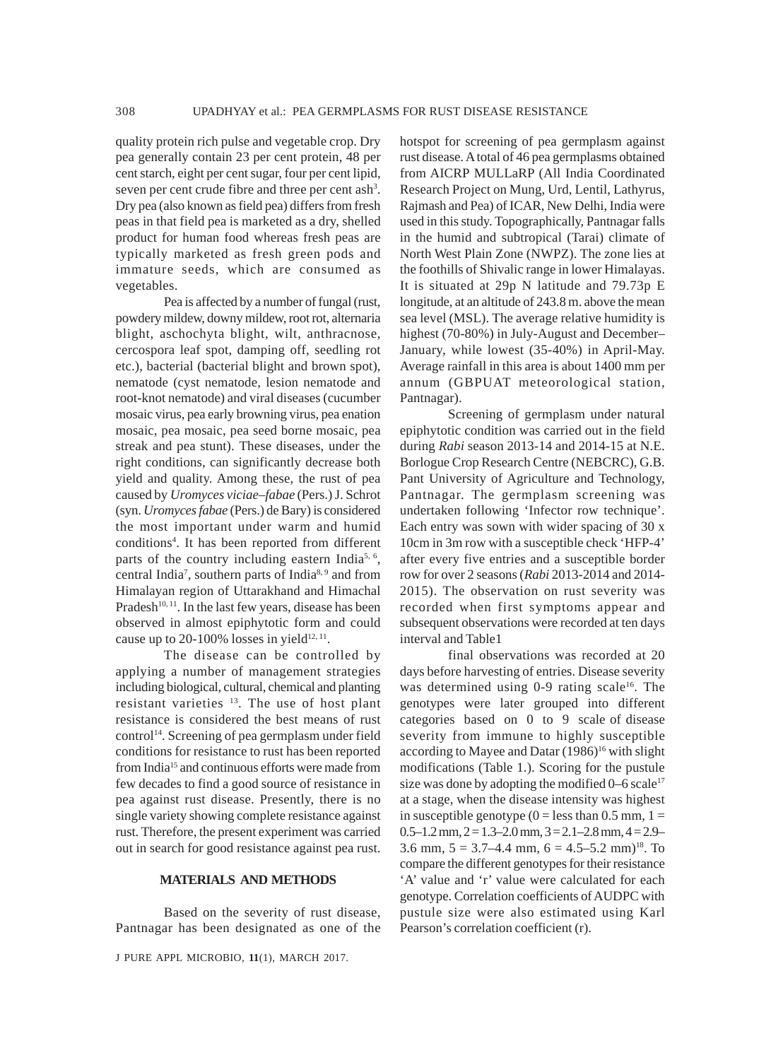quality protein rich pulse and vegetable crop. Dry pea generally contain 23 per cent protein, 48 per cent starch, eight per cent sugar, four per cent lipid, seven per cent crude fibre and three per cent ash[3]. Dry pea (also known as field pea) differs from fresh peas in that field pea is marketed as a dry, shelled product for human food whereas fresh peas are typically marketed as fresh green pods and immature seeds, which are consumed as vegetables.

Pea is affected by a number of fungal (rust, powdery mildew, downy mildew, root rot, alternaria blight, aschochyta blight, wilt, anthracnose, cercospora leaf spot, damping off, seedling rot etc.), bacterial (bacterial blight and brown spot), nematode (cyst nematode, lesion nematode and root-knot nematode) and viral diseases (cucumber mosaic virus, pea early browning virus, pea enation mosaic, pea mosaic, pea seed borne mosaic, pea streak and pea stunt). These diseases, under the right conditions, can significantly decrease both yield and quality. Among these, the rust of pea caused by *Uromyces viciae–fabae* (Pers.) J. Schrot (syn. *Uromyces fabae* (Pers.) de Bary) is considered the most important under warm and humid conditions[4]. It has been reported from different parts of the country including eastern India[5, 6], central India[7], southern parts of India[8, 9] and from Himalayan region of Uttarakhand and Himachal Pradesh[10, 11]. In the last few years, disease has been observed in almost epiphytotic form and could cause up to 20-100% losses in yield[12, 11].

The disease can be controlled by applying a number of management strategies including biological, cultural, chemical and planting resistant varieties [13]. The use of host plant resistance is considered the best means of rust control[14]. Screening of pea germplasm under field conditions for resistance to rust has been reported from India[15] and continuous efforts were made from few decades to find a good source of resistance in pea against rust disease. Presently, there is no single variety showing complete resistance against rust. Therefore, the present experiment was carried out in search for good resistance against pea rust.

## MATERIALS AND METHODS

Based on the severity of rust disease, Pantnagar has been designated as one of the hotspot for screening of pea germplasm against rust disease. A total of 46 pea germplasms obtained from AICRP MULLaRP (All India Coordinated Research Project on Mung, Urd, Lentil, Lathyrus, Rajmash and Pea) of ICAR, New Delhi, India were used in this study. Topographically, Pantnagar falls in the humid and subtropical (Tarai) climate of North West Plain Zone (NWPZ). The zone lies at the foothills of Shivalic range in lower Himalayas. It is situated at 29p N latitude and 79.73p E longitude, at an altitude of 243.8 m. above the mean sea level (MSL). The average relative humidity is highest (70-80%) in July-August and December–January, while lowest (35-40%) in April-May. Average rainfall in this area is about 1400 mm per annum (GBPUAT meteorological station, Pantnagar).

Screening of germplasm under natural epiphytotic condition was carried out in the field during *Rabi* season 2013-14 and 2014-15 at N.E. Borlogue Crop Research Centre (NEBCRC), G.B. Pant University of Agriculture and Technology, Pantnagar. The germplasm screening was undertaken following 'Infector row technique'. Each entry was sown with wider spacing of 30 x 10cm in 3m row with a susceptible check 'HFP-4' after every five entries and a susceptible border row for over 2 seasons (*Rabi* 2013-2014 and 2014-2015). The observation on rust severity was recorded when first symptoms appear and subsequent observations were recorded at ten days interval and Table1

final observations was recorded at 20 days before harvesting of entries. Disease severity was determined using 0-9 rating scale[16]. The genotypes were later grouped into different categories based on 0 to 9 scale of disease severity from immune to highly susceptible according to Mayee and Datar (1986)[16] with slight modifications (Table 1.). Scoring for the pustule size was done by adopting the modified 0–6 scale[17] at a stage, when the disease intensity was highest in susceptible genotype (0 = less than 0.5 mm, 1 = 0.5–1.2 mm, 2 = 1.3–2.0 mm, 3 = 2.1–2.8 mm, 4 = 2.9–3.6 mm, 5 = 3.7–4.4 mm, 6 = 4.5–5.2 mm)[18]. To compare the different genotypes for their resistance 'A' value and 'r' value were calculated for each genotype. Correlation coefficients of AUDPC with pustule size were also estimated using Karl Pearson's correlation coefficient (r).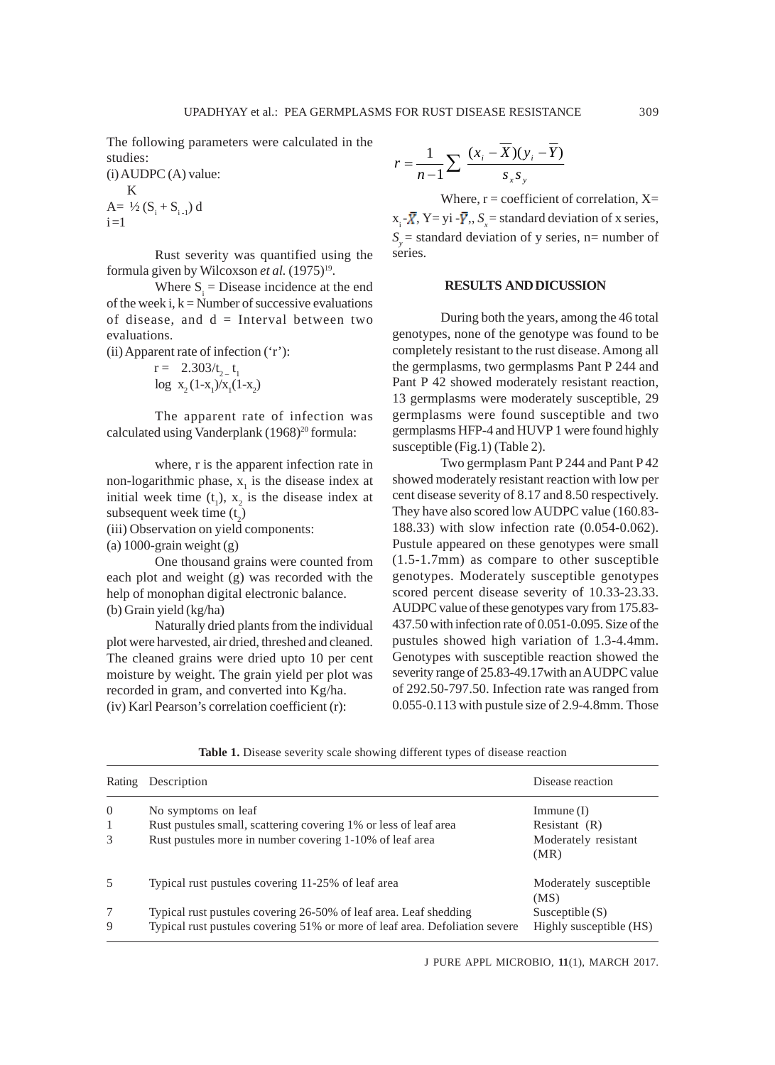The following parameters were calculated in the studies:

(i) AUDPC (A) value:

$$A = \sum_{i=1}^{K} \frac{1}{2}(S_i + S_{i-1})\, d$$

Rust severity was quantified using the formula given by Wilcoxson *et al.* (1975)[19].

Where $S_i$ = Disease incidence at the end of the week i, k = Number of successive evaluations of disease, and d = Interval between two evaluations.

(ii) Apparent rate of infection ('r'):

$$r = \frac{2.303}{t_2 - t_1} \log \frac{x_2(1-x_1)}{x_1(1-x_2)}$$

The apparent rate of infection was calculated using Vanderplank (1968)[20] formula:

where, r is the apparent infection rate in non-logarithmic phase, $x_1$ is the disease index at initial week time ($t_1$), $x_2$ is the disease index at subsequent week time ($t_2$)

(iii) Observation on yield components:

(a) 1000-grain weight (g)

One thousand grains were counted from each plot and weight (g) was recorded with the help of monophan digital electronic balance.

(b) Grain yield (kg/ha)

Naturally dried plants from the individual plot were harvested, air dried, threshed and cleaned. The cleaned grains were dried upto 10 per cent moisture by weight. The grain yield per plot was recorded in gram, and converted into Kg/ha.

(iv) Karl Pearson's correlation coefficient (r):

$$r = \frac{1}{n-1} \sum \frac{(x_i - \overline{X})(y_i - \overline{Y})}{s_x s_y}$$

Where, r = coefficient of correlation, X= $x_i - \overline{X}$, Y= $y_i - \overline{Y}$, $S_x$ = standard deviation of x series, $S_y$ = standard deviation of y series, n= number of series.

## RESULTS AND DICUSSION

During both the years, among the 46 total genotypes, none of the genotype was found to be completely resistant to the rust disease. Among all the germplasms, two germplasms Pant P 244 and Pant P 42 showed moderately resistant reaction, 13 germplasms were moderately susceptible, 29 germplasms were found susceptible and two germplasms HFP-4 and HUVP 1 were found highly susceptible (Fig.1) (Table 2).

Two germplasm Pant P 244 and Pant P 42 showed moderately resistant reaction with low per cent disease severity of 8.17 and 8.50 respectively. They have also scored low AUDPC value (160.83-188.33) with slow infection rate (0.054-0.062). Pustule appeared on these genotypes were small (1.5-1.7mm) as compare to other susceptible genotypes. Moderately susceptible genotypes scored percent disease severity of 10.33-23.33. AUDPC value of these genotypes vary from 175.83-437.50 with infection rate of 0.051-0.095. Size of the pustules showed high variation of 1.3-4.4mm. Genotypes with susceptible reaction showed the severity range of 25.83-49.17with an AUDPC value of 292.50-797.50. Infection rate was ranged from 0.055-0.113 with pustule size of 2.9-4.8mm. Those

**Table 1.** Disease severity scale showing different types of disease reaction

| Rating | Description | Disease reaction |
|---|---|---|
| 0 | No symptoms on leaf | Immune (I) |
| 1 | Rust pustules small, scattering covering 1% or less of leaf area | Resistant (R) |
| 3 | Rust pustules more in number covering 1-10% of leaf area | Moderately resistant (MR) |
| 5 | Typical rust pustules covering 11-25% of leaf area | Moderately susceptible (MS) |
| 7 | Typical rust pustules covering 26-50% of leaf area. Leaf shedding | Susceptible (S) |
| 9 | Typical rust pustules covering 51% or more of leaf area. Defoliation severe | Highly susceptible (HS) |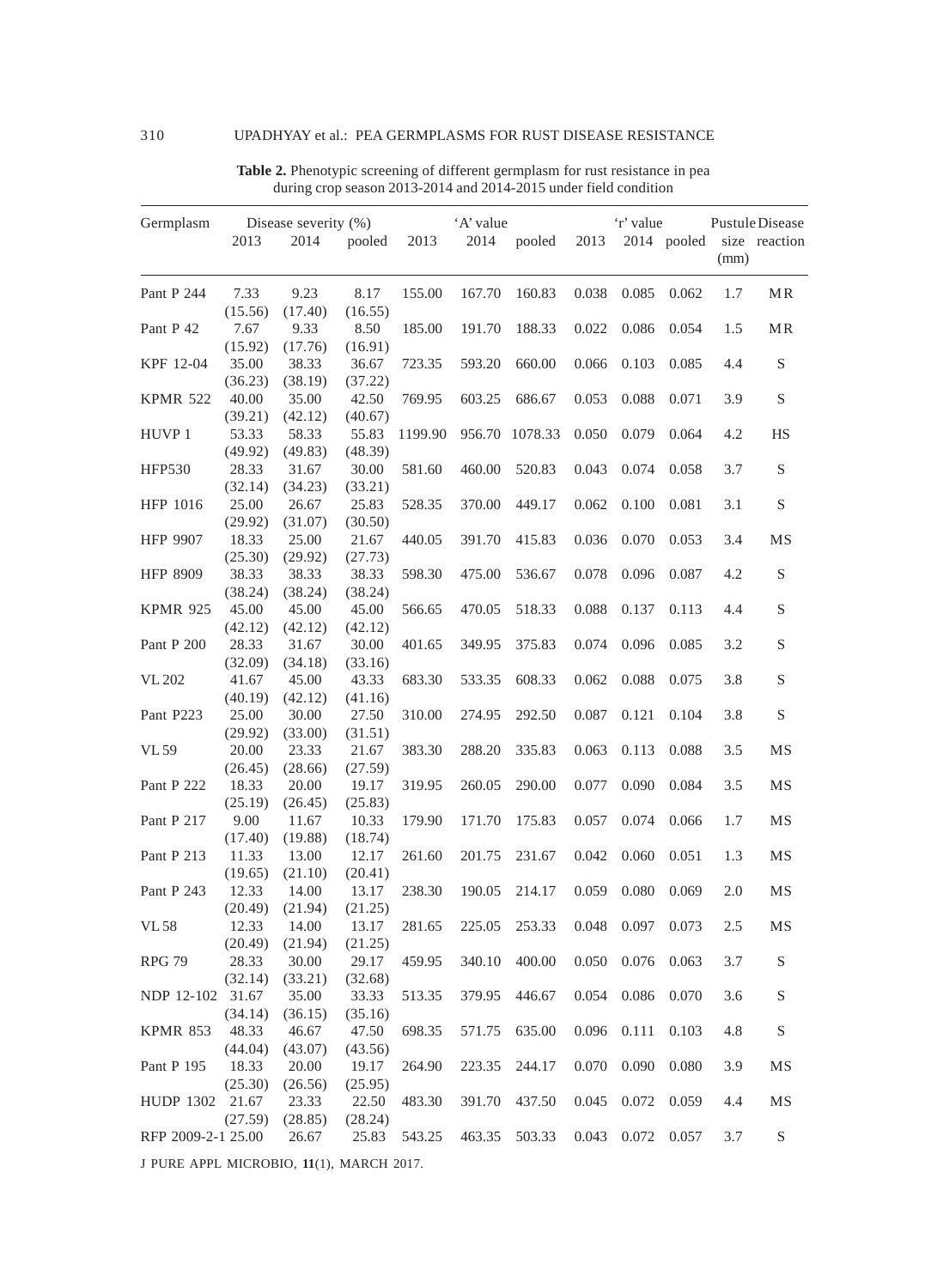**Table 2.** Phenotypic screening of different germplasm for rust resistance in pea during crop season 2013-2014 and 2014-2015 under field condition

| Germplasm | Disease severity (%) | | | 'A' value | | | 'r' value | | | Pustule size (mm) | Disease reaction |
|---|---|---|---|---|---|---|---|---|---|---|---|
| | 2013 | 2014 | pooled | 2013 | 2014 | pooled | 2013 | 2014 | pooled | | |
| Pant P 244 | 7.33 (15.56) | 9.23 (17.40) | 8.17 (16.55) | 155.00 | 167.70 | 160.83 | 0.038 | 0.085 | 0.062 | 1.7 | MR |
| Pant P 42 | 7.67 (15.92) | 9.33 (17.76) | 8.50 (16.91) | 185.00 | 191.70 | 188.33 | 0.022 | 0.086 | 0.054 | 1.5 | MR |
| KPF 12-04 | 35.00 (36.23) | 38.33 (38.19) | 36.67 (37.22) | 723.35 | 593.20 | 660.00 | 0.066 | 0.103 | 0.085 | 4.4 | S |
| KPMR 522 | 40.00 (39.21) | 35.00 (42.12) | 42.50 (40.67) | 769.95 | 603.25 | 686.67 | 0.053 | 0.088 | 0.071 | 3.9 | S |
| HUVP 1 | 53.33 (49.92) | 58.33 (49.83) | 55.83 (48.39) | 1199.90 | 956.70 | 1078.33 | 0.050 | 0.079 | 0.064 | 4.2 | HS |
| HFP530 | 28.33 (32.14) | 31.67 (34.23) | 30.00 (33.21) | 581.60 | 460.00 | 520.83 | 0.043 | 0.074 | 0.058 | 3.7 | S |
| HFP 1016 | 25.00 (29.92) | 26.67 (31.07) | 25.83 (30.50) | 528.35 | 370.00 | 449.17 | 0.062 | 0.100 | 0.081 | 3.1 | S |
| HFP 9907 | 18.33 (25.30) | 25.00 (29.92) | 21.67 (27.73) | 440.05 | 391.70 | 415.83 | 0.036 | 0.070 | 0.053 | 3.4 | MS |
| HFP 8909 | 38.33 (38.24) | 38.33 (38.24) | 38.33 (38.24) | 598.30 | 475.00 | 536.67 | 0.078 | 0.096 | 0.087 | 4.2 | S |
| KPMR 925 | 45.00 (42.12) | 45.00 (42.12) | 45.00 (42.12) | 566.65 | 470.05 | 518.33 | 0.088 | 0.137 | 0.113 | 4.4 | S |
| Pant P 200 | 28.33 (32.09) | 31.67 (34.18) | 30.00 (33.16) | 401.65 | 349.95 | 375.83 | 0.074 | 0.096 | 0.085 | 3.2 | S |
| VL 202 | 41.67 (40.19) | 45.00 (42.12) | 43.33 (41.16) | 683.30 | 533.35 | 608.33 | 0.062 | 0.088 | 0.075 | 3.8 | S |
| Pant P223 | 25.00 (29.92) | 30.00 (33.00) | 27.50 (31.51) | 310.00 | 274.95 | 292.50 | 0.087 | 0.121 | 0.104 | 3.8 | S |
| VL 59 | 20.00 (26.45) | 23.33 (28.66) | 21.67 (27.59) | 383.30 | 288.20 | 335.83 | 0.063 | 0.113 | 0.088 | 3.5 | MS |
| Pant P 222 | 18.33 (25.19) | 20.00 (26.45) | 19.17 (25.83) | 319.95 | 260.05 | 290.00 | 0.077 | 0.090 | 0.084 | 3.5 | MS |
| Pant P 217 | 9.00 (17.40) | 11.67 (19.88) | 10.33 (18.74) | 179.90 | 171.70 | 175.83 | 0.057 | 0.074 | 0.066 | 1.7 | MS |
| Pant P 213 | 11.33 (19.65) | 13.00 (21.10) | 12.17 (20.41) | 261.60 | 201.75 | 231.67 | 0.042 | 0.060 | 0.051 | 1.3 | MS |
| Pant P 243 | 12.33 (20.49) | 14.00 (21.94) | 13.17 (21.25) | 238.30 | 190.05 | 214.17 | 0.059 | 0.080 | 0.069 | 2.0 | MS |
| VL 58 | 12.33 (20.49) | 14.00 (21.94) | 13.17 (21.25) | 281.65 | 225.05 | 253.33 | 0.048 | 0.097 | 0.073 | 2.5 | MS |
| RPG 79 | 28.33 (32.14) | 30.00 (33.21) | 29.17 (32.68) | 459.95 | 340.10 | 400.00 | 0.050 | 0.076 | 0.063 | 3.7 | S |
| NDP 12-102 | 31.67 (34.14) | 35.00 (36.15) | 33.33 (35.16) | 513.35 | 379.95 | 446.67 | 0.054 | 0.086 | 0.070 | 3.6 | S |
| KPMR 853 | 48.33 (44.04) | 46.67 (43.07) | 47.50 (43.56) | 698.35 | 571.75 | 635.00 | 0.096 | 0.111 | 0.103 | 4.8 | S |
| Pant P 195 | 18.33 (25.30) | 20.00 (26.56) | 19.17 (25.95) | 264.90 | 223.35 | 244.17 | 0.070 | 0.090 | 0.080 | 3.9 | MS |
| HUDP 1302 | 21.67 (27.59) | 23.33 (28.85) | 22.50 (28.24) | 483.30 | 391.70 | 437.50 | 0.045 | 0.072 | 0.059 | 4.4 | MS |
| RFP 2009-2-1 | 25.00 | 26.67 | 25.83 | 543.25 | 463.35 | 503.33 | 0.043 | 0.072 | 0.057 | 3.7 | S |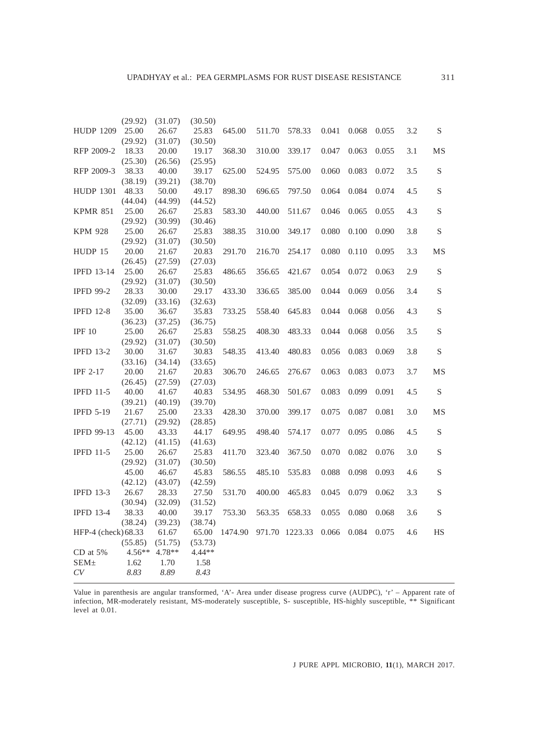| | | | | | | | | | | | | |
|---|---|---|---|---|---|---|---|---|---|---|---|---|
| | (29.92) | (31.07) | (30.50) | | | | | | | | | |
| HUDP 1209 | 25.00 | 26.67 | 25.83 | 645.00 | 511.70 | 578.33 | 0.041 | 0.068 | 0.055 | 3.2 | S |
| | (29.92) | (31.07) | (30.50) | | | | | | | | | |
| RFP 2009-2 | 18.33 | 20.00 | 19.17 | 368.30 | 310.00 | 339.17 | 0.047 | 0.063 | 0.055 | 3.1 | MS |
| | (25.30) | (26.56) | (25.95) | | | | | | | | | |
| RFP 2009-3 | 38.33 | 40.00 | 39.17 | 625.00 | 524.95 | 575.00 | 0.060 | 0.083 | 0.072 | 3.5 | S |
| | (38.19) | (39.21) | (38.70) | | | | | | | | | |
| HUDP 1301 | 48.33 | 50.00 | 49.17 | 898.30 | 696.65 | 797.50 | 0.064 | 0.084 | 0.074 | 4.5 | S |
| | (44.04) | (44.99) | (44.52) | | | | | | | | | |
| KPMR 851 | 25.00 | 26.67 | 25.83 | 583.30 | 440.00 | 511.67 | 0.046 | 0.065 | 0.055 | 4.3 | S |
| | (29.92) | (30.99) | (30.46) | | | | | | | | | |
| KPM 928 | 25.00 | 26.67 | 25.83 | 388.35 | 310.00 | 349.17 | 0.080 | 0.100 | 0.090 | 3.8 | S |
| | (29.92) | (31.07) | (30.50) | | | | | | | | | |
| HUDP 15 | 20.00 | 21.67 | 20.83 | 291.70 | 216.70 | 254.17 | 0.080 | 0.110 | 0.095 | 3.3 | MS |
| | (26.45) | (27.59) | (27.03) | | | | | | | | | |
| IPFD 13-14 | 25.00 | 26.67 | 25.83 | 486.65 | 356.65 | 421.67 | 0.054 | 0.072 | 0.063 | 2.9 | S |
| | (29.92) | (31.07) | (30.50) | | | | | | | | | |
| IPFD 99-2 | 28.33 | 30.00 | 29.17 | 433.30 | 336.65 | 385.00 | 0.044 | 0.069 | 0.056 | 3.4 | S |
| | (32.09) | (33.16) | (32.63) | | | | | | | | | |
| IPFD 12-8 | 35.00 | 36.67 | 35.83 | 733.25 | 558.40 | 645.83 | 0.044 | 0.068 | 0.056 | 4.3 | S |
| | (36.23) | (37.25) | (36.75) | | | | | | | | | |
| IPF 10 | 25.00 | 26.67 | 25.83 | 558.25 | 408.30 | 483.33 | 0.044 | 0.068 | 0.056 | 3.5 | S |
| | (29.92) | (31.07) | (30.50) | | | | | | | | | |
| IPFD 13-2 | 30.00 | 31.67 | 30.83 | 548.35 | 413.40 | 480.83 | 0.056 | 0.083 | 0.069 | 3.8 | S |
| | (33.16) | (34.14) | (33.65) | | | | | | | | | |
| IPF 2-17 | 20.00 | 21.67 | 20.83 | 306.70 | 246.65 | 276.67 | 0.063 | 0.083 | 0.073 | 3.7 | MS |
| | (26.45) | (27.59) | (27.03) | | | | | | | | | |
| IPFD 11-5 | 40.00 | 41.67 | 40.83 | 534.95 | 468.30 | 501.67 | 0.083 | 0.099 | 0.091 | 4.5 | S |
| | (39.21) | (40.19) | (39.70) | | | | | | | | | |
| IPFD 5-19 | 21.67 | 25.00 | 23.33 | 428.30 | 370.00 | 399.17 | 0.075 | 0.087 | 0.081 | 3.0 | MS |
| | (27.71) | (29.92) | (28.85) | | | | | | | | | |
| IPFD 99-13 | 45.00 | 43.33 | 44.17 | 649.95 | 498.40 | 574.17 | 0.077 | 0.095 | 0.086 | 4.5 | S |
| | (42.12) | (41.15) | (41.63) | | | | | | | | | |
| IPFD 11-5 | 25.00 | 26.67 | 25.83 | 411.70 | 323.40 | 367.50 | 0.070 | 0.082 | 0.076 | 3.0 | S |
| | (29.92) | (31.07) | (30.50) | | | | | | | | | |
| | 45.00 | 46.67 | 45.83 | 586.55 | 485.10 | 535.83 | 0.088 | 0.098 | 0.093 | 4.6 | S |
| | (42.12) | (43.07) | (42.59) | | | | | | | | | |
| IPFD 13-3 | 26.67 | 28.33 | 27.50 | 531.70 | 400.00 | 465.83 | 0.045 | 0.079 | 0.062 | 3.3 | S |
| | (30.94) | (32.09) | (31.52) | | | | | | | | | |
| IPFD 13-4 | 38.33 | 40.00 | 39.17 | 753.30 | 563.35 | 658.33 | 0.055 | 0.080 | 0.068 | 3.6 | S |
| | (38.24) | (39.23) | (38.74) | | | | | | | | | |
| HFP-4 (check) | 68.33 | 61.67 | 65.00 | 1474.90 | 971.70 | 1223.33 | 0.066 | 0.084 | 0.075 | 4.6 | HS |
| | (55.85) | (51.75) | (53.73) | | | | | | | | | |
| CD at 5% | 4.56** | 4.78** | 4.44** | | | | | | | | | |
| SEM± | 1.62 | 1.70 | 1.58 | | | | | | | | | |
| *CV* | *8.83* | *8.89* | *8.43* | | | | | | | | | |

Value in parenthesis are angular transformed, 'A'- Area under disease progress curve (AUDPC), 'r' – Apparent rate of infection, MR-moderately resistant, MS-moderately susceptible, S- susceptible, HS-highly susceptible, ** Significant level at 0.01.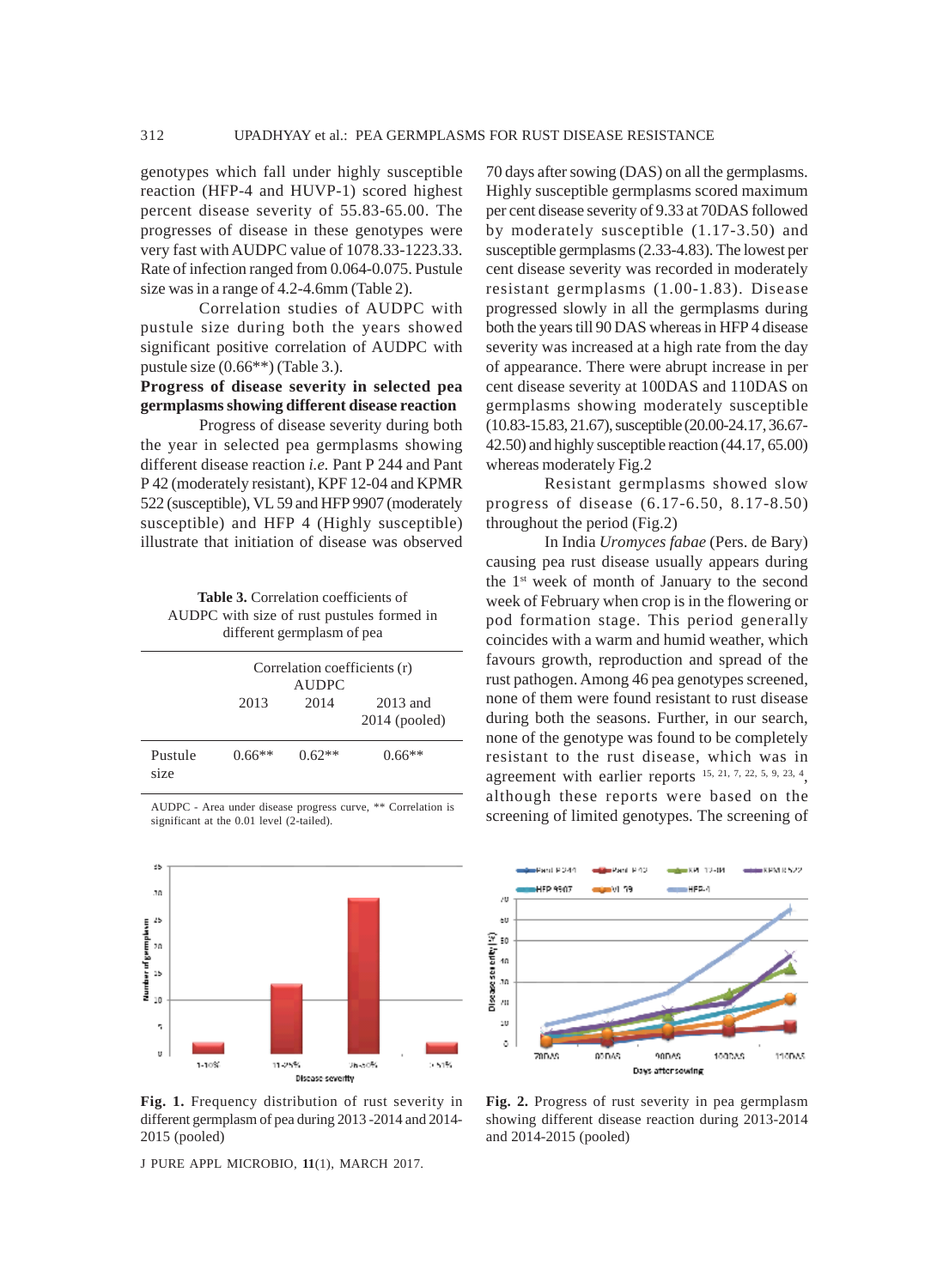genotypes which fall under highly susceptible reaction (HFP-4 and HUVP-1) scored highest percent disease severity of 55.83-65.00. The progresses of disease in these genotypes were very fast with AUDPC value of 1078.33-1223.33. Rate of infection ranged from 0.064-0.075. Pustule size was in a range of 4.2-4.6mm (Table 2).

Correlation studies of AUDPC with pustule size during both the years showed significant positive correlation of AUDPC with pustule size (0.66**) (Table 3.).

**Progress of disease severity in selected pea germplasms showing different disease reaction**

Progress of disease severity during both the year in selected pea germplasms showing different disease reaction *i.e.* Pant P 244 and Pant P 42 (moderately resistant), KPF 12-04 and KPMR 522 (susceptible), VL 59 and HFP 9907 (moderately susceptible) and HFP 4 (Highly susceptible) illustrate that initiation of disease was observed 70 days after sowing (DAS) on all the germplasms. Highly susceptible germplasms scored maximum per cent disease severity of 9.33 at 70DAS followed by moderately susceptible (1.17-3.50) and susceptible germplasms (2.33-4.83). The lowest per cent disease severity was recorded in moderately resistant germplasms (1.00-1.83). Disease progressed slowly in all the germplasms during both the years till 90 DAS whereas in HFP 4 disease severity was increased at a high rate from the day of appearance. There were abrupt increase in per cent disease severity at 100DAS and 110DAS on germplasms showing moderately susceptible (10.83-15.83, 21.67), susceptible (20.00-24.17, 36.67-42.50) and highly susceptible reaction (44.17, 65.00) whereas moderately Fig.2

Resistant germplasms showed slow progress of disease (6.17-6.50, 8.17-8.50) throughout the period (Fig.2)

In India *Uromyces fabae* (Pers. de Bary) causing pea rust disease usually appears during the 1st week of month of January to the second week of February when crop is in the flowering or pod formation stage. This period generally coincides with a warm and humid weather, which favours growth, reproduction and spread of the rust pathogen. Among 46 pea genotypes screened, none of them were found resistant to rust disease during both the seasons. Further, in our search, none of the genotype was found to be completely resistant to the rust disease, which was in agreement with earlier reports [15, 21, 7, 22, 5, 9, 23, 4], although these reports were based on the screening of limited genotypes. The screening of

**Table 3.** Correlation coefficients of AUDPC with size of rust pustules formed in different germplasm of pea

| | Correlation coefficients (r) AUDPC | | |
|---|---|---|---|
| | 2013 | 2014 | 2013 and 2014 (pooled) |
| Pustule size | 0.66** | 0.62** | 0.66** |

AUDPC - Area under disease progress curve, ** Correlation is significant at the 0.01 level (2-tailed).

Number of germplasm
35
30
25
20
15
10
5
0
1-10%
11-25%
26-50%
>51%
Disease severity

**Fig. 1.** Frequency distribution of rust severity in different germplasm of pea during 2013 -2014 and 2014-2015 (pooled)

Pant P 244
Pant P 42
KPF 12-04
KPMR 522
HFP 9907
VL 59
HFP-4
Disease severity (%)
70
60
50
40
30
20
10
0
70DAS
80DAS
90DAS
100DAS
110DAS
Days after sowing

**Fig. 2.** Progress of rust severity in pea germplasm showing different disease reaction during 2013-2014 and 2014-2015 (pooled)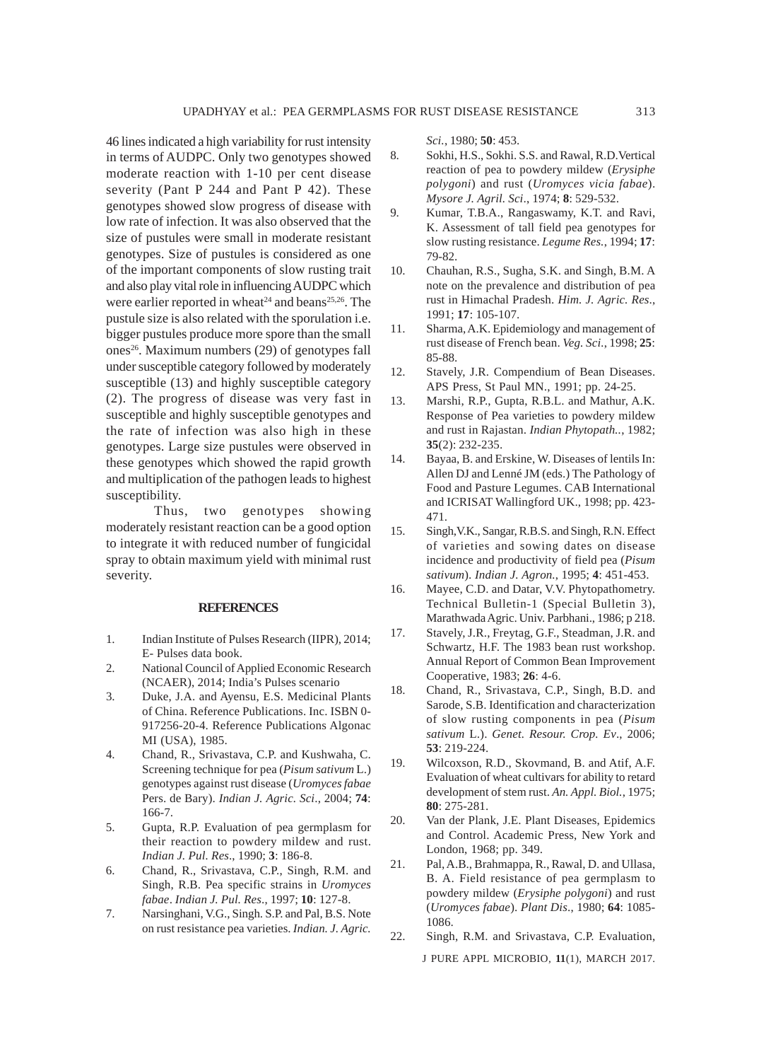46 lines indicated a high variability for rust intensity in terms of AUDPC. Only two genotypes showed moderate reaction with 1-10 per cent disease severity (Pant P 244 and Pant P 42). These genotypes showed slow progress of disease with low rate of infection. It was also observed that the size of pustules were small in moderate resistant genotypes. Size of pustules is considered as one of the important components of slow rusting trait and also play vital role in influencing AUDPC which were earlier reported in wheat[24] and beans[25,26]. The pustule size is also related with the sporulation i.e. bigger pustules produce more spore than the small ones[26]. Maximum numbers (29) of genotypes fall under susceptible category followed by moderately susceptible (13) and highly susceptible category (2). The progress of disease was very fast in susceptible and highly susceptible genotypes and the rate of infection was also high in these genotypes. Large size pustules were observed in these genotypes which showed the rapid growth and multiplication of the pathogen leads to highest susceptibility.

Thus, two genotypes showing moderately resistant reaction can be a good option to integrate it with reduced number of fungicidal spray to obtain maximum yield with minimal rust severity.

## REFERENCES

1. Indian Institute of Pulses Research (IIPR), 2014; E- Pulses data book.
2. National Council of Applied Economic Research (NCAER), 2014; India's Pulses scenario
3. Duke, J.A. and Ayensu, E.S. Medicinal Plants of China. Reference Publications. Inc. ISBN 0-917256-20-4. Reference Publications Algonac MI (USA), 1985.
4. Chand, R., Srivastava, C.P. and Kushwaha, C. Screening technique for pea (*Pisum sativum* L.) genotypes against rust disease (*Uromyces fabae* Pers. de Bary). *Indian J. Agric. Sci*., 2004; **74**: 166-7.
5. Gupta, R.P. Evaluation of pea germplasm for their reaction to powdery mildew and rust. *Indian J. Pul. Res*., 1990; **3**: 186-8.
6. Chand, R., Srivastava, C.P., Singh, R.M. and Singh, R.B. Pea specific strains in *Uromyces fabae*. *Indian J. Pul. Res*., 1997; **10**: 127-8.
7. Narsinghani, V.G., Singh. S.P. and Pal, B.S. Note on rust resistance pea varieties. *Indian. J. Agric. Sci.*, 1980; **50**: 453.
8. Sokhi, H.S., Sokhi. S.S. and Rawal, R.D.Vertical reaction of pea to powdery mildew (*Erysiphe polygoni*) and rust (*Uromyces vicia fabae*). *Mysore J. Agril. Sci*., 1974; **8**: 529-532.
9. Kumar, T.B.A., Rangaswamy, K.T. and Ravi, K. Assessment of tall field pea genotypes for slow rusting resistance. *Legume Res.*, 1994; **17**: 79-82.
10. Chauhan, R.S., Sugha, S.K. and Singh, B.M. A note on the prevalence and distribution of pea rust in Himachal Pradesh. *Him. J. Agric. Res*., 1991; **17**: 105-107.
11. Sharma, A.K. Epidemiology and management of rust disease of French bean. *Veg. Sci*., 1998; **25**: 85-88.
12. Stavely, J.R. Compendium of Bean Diseases. APS Press, St Paul MN., 1991; pp. 24-25.
13. Marshi, R.P., Gupta, R.B.L. and Mathur, A.K. Response of Pea varieties to powdery mildew and rust in Rajastan. *Indian Phytopath.*., 1982; **35**(2): 232-235.
14. Bayaa, B. and Erskine, W. Diseases of lentils In: Allen DJ and Lenné JM (eds.) The Pathology of Food and Pasture Legumes. CAB International and ICRISAT Wallingford UK., 1998; pp. 423-471.
15. Singh,V.K., Sangar, R.B.S. and Singh, R.N. Effect of varieties and sowing dates on disease incidence and productivity of field pea (*Pisum sativum*). *Indian J. Agron.*, 1995; **4**: 451-453.
16. Mayee, C.D. and Datar, V.V. Phytopathometry. Technical Bulletin-1 (Special Bulletin 3), Marathwada Agric. Univ. Parbhani., 1986; p 218.
17. Stavely, J.R., Freytag, G.F., Steadman, J.R. and Schwartz, H.F. The 1983 bean rust workshop. Annual Report of Common Bean Improvement Cooperative, 1983; **26**: 4-6.
18. Chand, R., Srivastava, C.P., Singh, B.D. and Sarode, S.B. Identification and characterization of slow rusting components in pea (*Pisum sativum* L.). *Genet. Resour. Crop. Ev*., 2006; **53**: 219-224.
19. Wilcoxson, R.D., Skovmand, B. and Atif, A.F. Evaluation of wheat cultivars for ability to retard development of stem rust. *An. Appl. Biol.*, 1975; **80**: 275-281.
20. Van der Plank, J.E. Plant Diseases, Epidemics and Control. Academic Press, New York and London, 1968; pp. 349.
21. Pal, A.B., Brahmappa, R., Rawal, D. and Ullasa, B. A. Field resistance of pea germplasm to powdery mildew (*Erysiphe polygoni*) and rust (*Uromyces fabae*). *Plant Dis*., 1980; **64**: 1085-1086.
22. Singh, R.M. and Srivastava, C.P. Evaluation,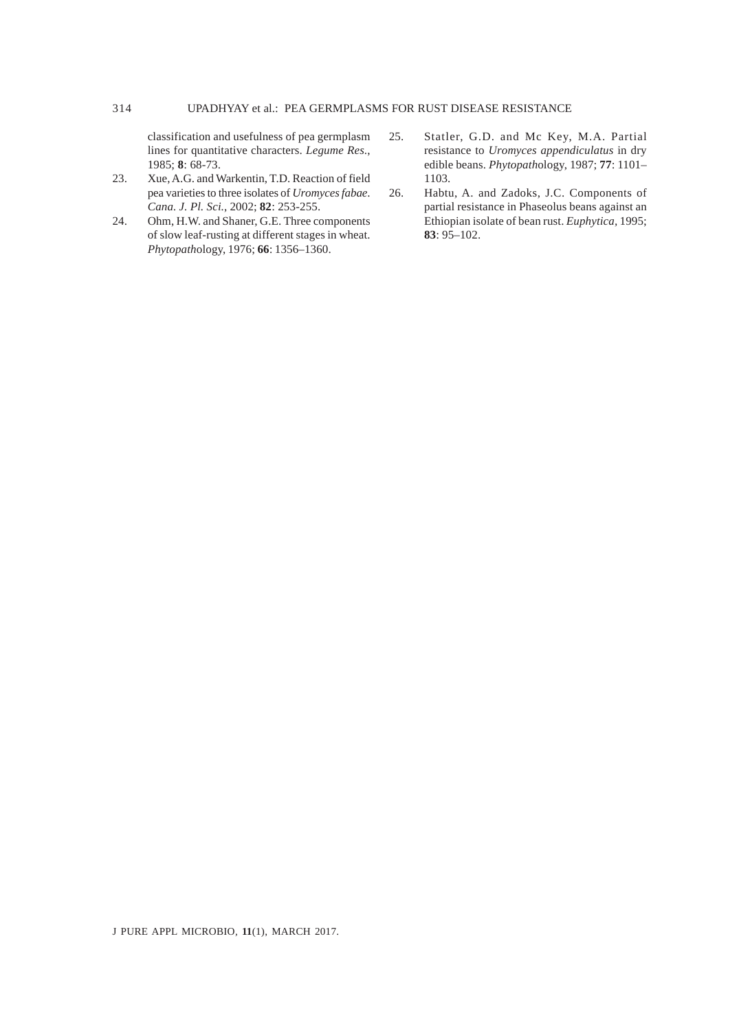classification and usefulness of pea germplasm lines for quantitative characters. *Legume Res*., 1985; **8**: 68-73.

23. Xue, A.G. and Warkentin, T.D. Reaction of field pea varieties to three isolates of *Uromyces fabae*. *Cana. J. Pl. Sci.*, 2002; **82**: 253-255.
24. Ohm, H.W. and Shaner, G.E. Three components of slow leaf-rusting at different stages in wheat. *Phytopath*ology, 1976; **66**: 1356–1360.
25. Statler, G.D. and Mc Key, M.A. Partial resistance to *Uromyces appendiculatus* in dry edible beans. *Phytopath*ology, 1987; **77**: 1101–1103.
26. Habtu, A. and Zadoks, J.C. Components of partial resistance in Phaseolus beans against an Ethiopian isolate of bean rust. *Euphytica*, 1995; **83**: 95–102.